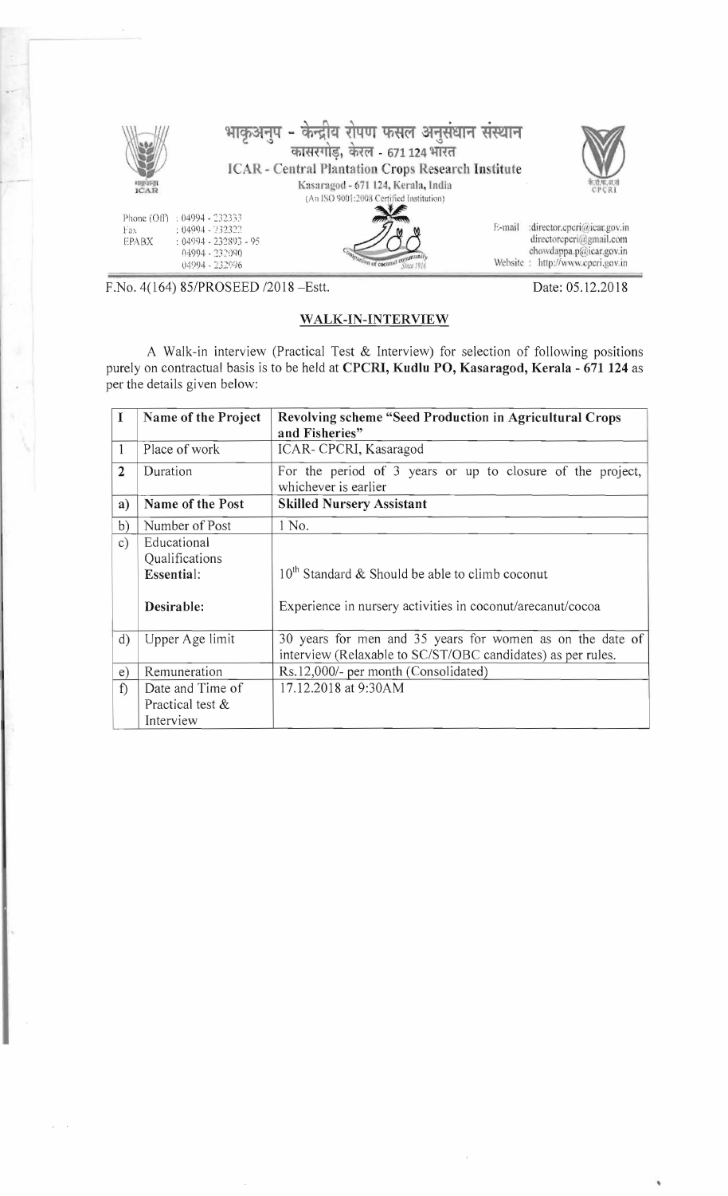भाकृअनुप - केन्द्रीय रोपण फसल अनुसंधान संस्थान
कासरगोड़, केरल - 671 124 भारत
ICAR - Central Plantation Crops Research Institute
Kasaragod - 671 124, Kerala, India
(An ISO 9001:2008 Certified Institution)

Phone (Off) : 04994 - 232333
Fax : 04994 - 232322
EPABX : 04994 - 232893 - 95
04994 - 232090
04994 - 232096

E-mail : director.cpcri@icar.gov.in
directorcpcri@gmail.com
chowdappa.p@icar.gov.in
Website : http://www.cpcri.gov.in

F.No. 4(164) 85/PROSEED /2018 –Estt.

Date: 05.12.2018

## WALK-IN-INTERVIEW

A Walk-in interview (Practical Test & Interview) for selection of following positions purely on contractual basis is to be held at **CPCRI, Kudlu PO, Kasaragod, Kerala - 671 124** as per the details given below:

| I | Name of the Project | Revolving scheme "Seed Production in Agricultural Crops and Fisheries" |
|---|---|---|
| 1 | Place of work | ICAR- CPCRI, Kasaragod |
| 2 | Duration | For the period of 3 years or up to closure of the project, whichever is earlier |
| a) | **Name of the Post** | **Skilled Nursery Assistant** |
| b) | Number of Post | 1 No. |
| c) | Educational Qualifications<br>**Essential**:<br><br>**Desirable:** | <br>10th Standard & Should be able to climb coconut<br><br>Experience in nursery activities in coconut/arecanut/cocoa |
| d) | Upper Age limit | 30 years for men and 35 years for women as on the date of interview (Relaxable to SC/ST/OBC candidates) as per rules. |
| e) | Remuneration | Rs.12,000/- per month (Consolidated) |
| f) | Date and Time of Practical test & Interview | 17.12.2018 at 9:30AM |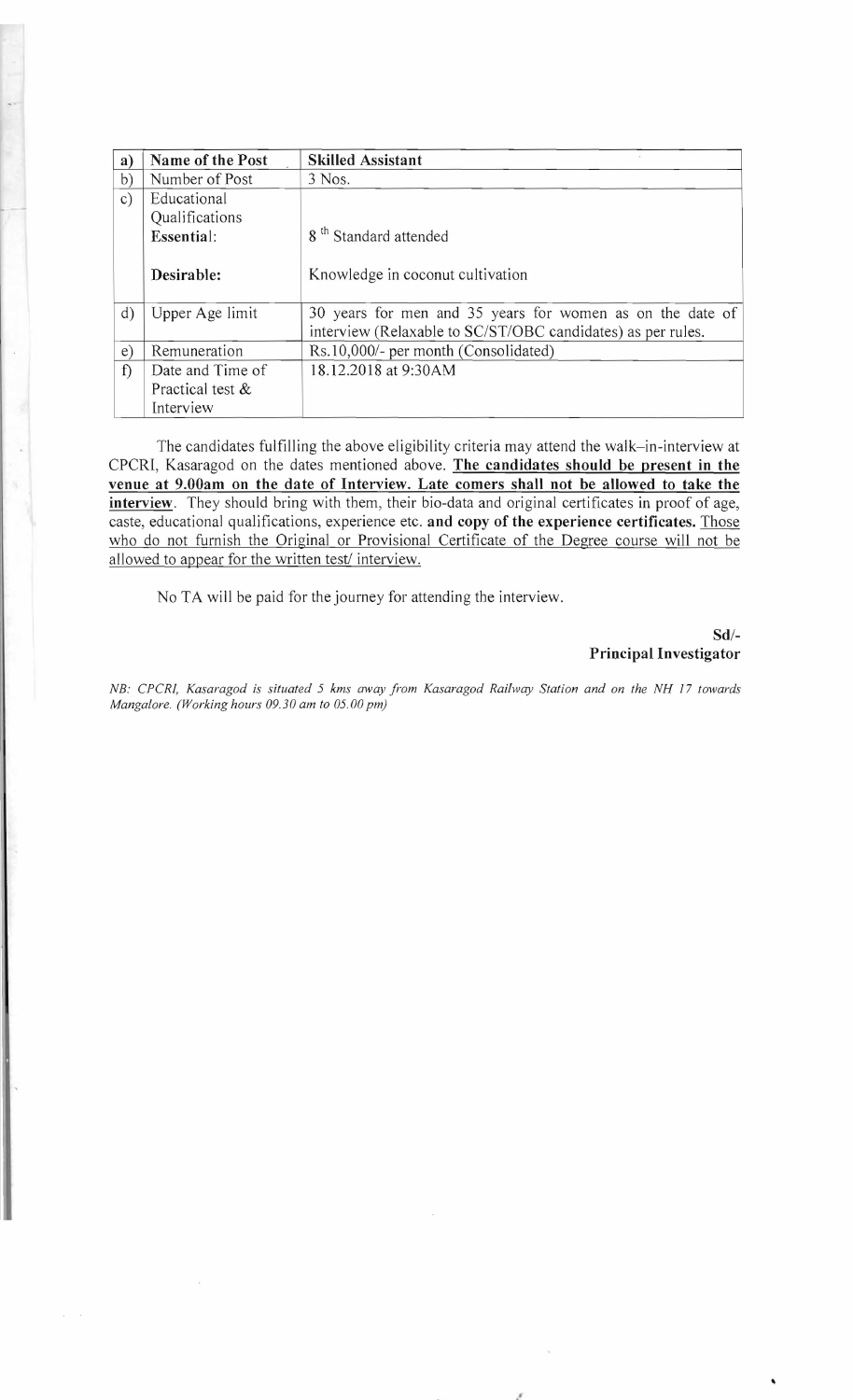| | | |
|---|---|---|
| a) | **Name of the Post** | **Skilled Assistant** |
| b) | Number of Post | 3 Nos. |
| c) | Educational Qualifications<br>**Essential**:<br><br>**Desirable:** | <br><br>8 th Standard attended<br><br>Knowledge in coconut cultivation |
| d) | Upper Age limit | 30 years for men and 35 years for women as on the date of interview (Relaxable to SC/ST/OBC candidates) as per rules. |
| e) | Remuneration | Rs.10,000/- per month (Consolidated) |
| f) | Date and Time of Practical test & Interview | 18.12.2018 at 9:30AM |

The candidates fulfilling the above eligibility criteria may attend the walk–in-interview at CPCRI, Kasaragod on the dates mentioned above. **The candidates should be present in the venue at 9.00am on the date of Interview. Late comers shall not be allowed to take the interview**. They should bring with them, their bio-data and original certificates in proof of age, caste, educational qualifications, experience etc. **and copy of the experience certificates.** Those who do not furnish the Original or Provisional Certificate of the Degree course will not be allowed to appear for the written test/ interview.

No TA will be paid for the journey for attending the interview.

**Sd/-**
**Principal Investigator**

*NB: CPCRI, Kasaragod is situated 5 kms away from Kasaragod Railway Station and on the NH 17 towards Mangalore. (Working hours 09.30 am to 05.00 pm)*